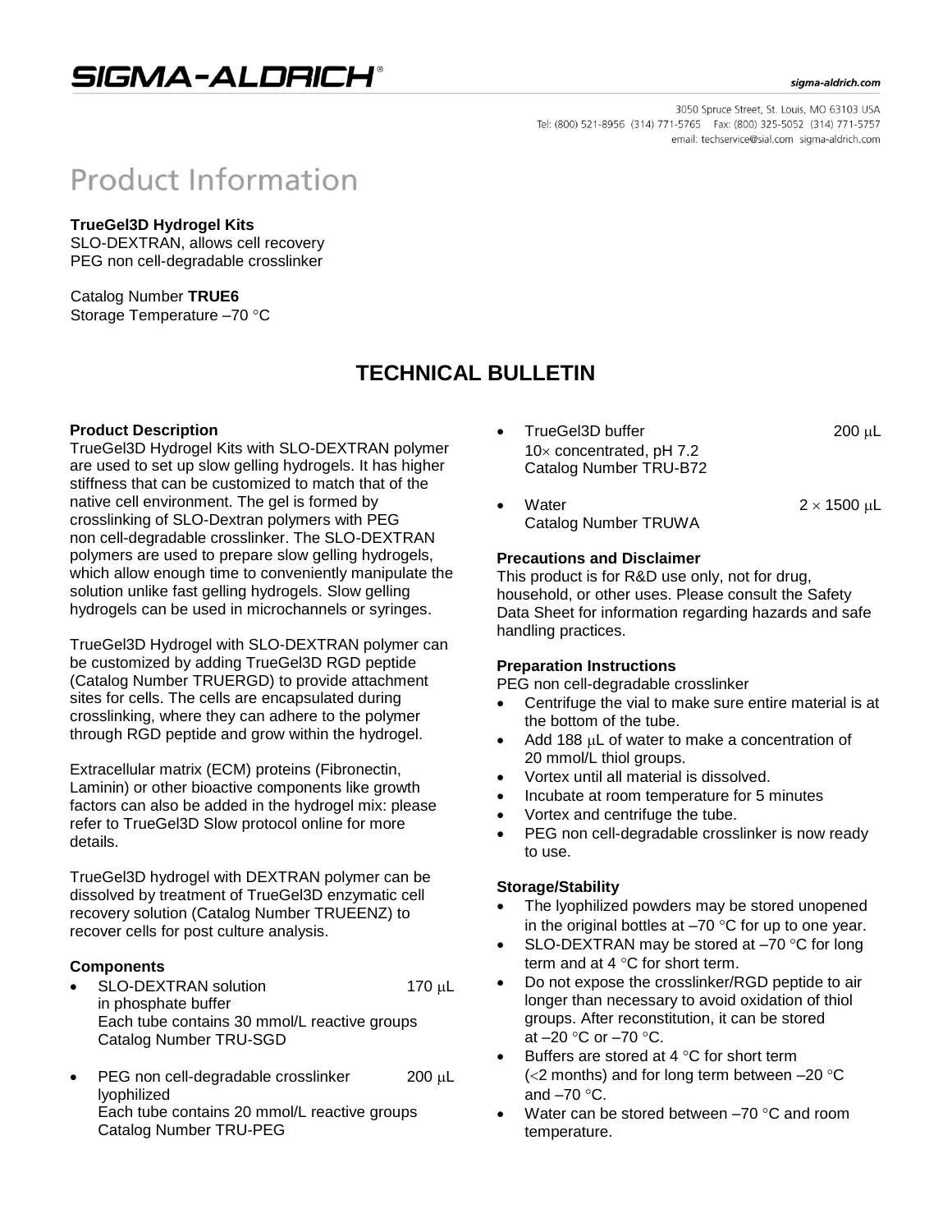SIGMA-ALDRICH®

sigma-aldrich.com

3050 Spruce Street, St. Louis, MO 63103 USA
Tel: (800) 521-8956 (314) 771-5765 Fax: (800) 325-5052 (314) 771-5757
email: techservice@sial.com sigma-aldrich.com

# Product Information

**TrueGel3D Hydrogel Kits**
SLO-DEXTRAN, allows cell recovery
PEG non cell-degradable crosslinker

Catalog Number **TRUE6**
Storage Temperature –70 °C

## TECHNICAL BULLETIN

### Product Description

TrueGel3D Hydrogel Kits with SLO-DEXTRAN polymer are used to set up slow gelling hydrogels. It has higher stiffness that can be customized to match that of the native cell environment. The gel is formed by crosslinking of SLO-Dextran polymers with PEG non cell-degradable crosslinker. The SLO-DEXTRAN polymers are used to prepare slow gelling hydrogels, which allow enough time to conveniently manipulate the solution unlike fast gelling hydrogels. Slow gelling hydrogels can be used in microchannels or syringes.

TrueGel3D Hydrogel with SLO-DEXTRAN polymer can be customized by adding TrueGel3D RGD peptide (Catalog Number TRUERGD) to provide attachment sites for cells. The cells are encapsulated during crosslinking, where they can adhere to the polymer through RGD peptide and grow within the hydrogel.

Extracellular matrix (ECM) proteins (Fibronectin, Laminin) or other bioactive components like growth factors can also be added in the hydrogel mix: please refer to TrueGel3D Slow protocol online for more details.

TrueGel3D hydrogel with DEXTRAN polymer can be dissolved by treatment of TrueGel3D enzymatic cell recovery solution (Catalog Number TRUEENZ) to recover cells for post culture analysis.

### Components

- SLO-DEXTRAN solution in phosphate buffer — 170 μL
  Each tube contains 30 mmol/L reactive groups
  Catalog Number TRU-SGD
- PEG non cell-degradable crosslinker lyophilized — 200 μL
  Each tube contains 20 mmol/L reactive groups
  Catalog Number TRU-PEG
- TrueGel3D buffer 10× concentrated, pH 7.2 — 200 μL
  Catalog Number TRU-B72
- Water — 2 × 1500 μL
  Catalog Number TRUWA

### Precautions and Disclaimer

This product is for R&D use only, not for drug, household, or other uses. Please consult the Safety Data Sheet for information regarding hazards and safe handling practices.

### Preparation Instructions

PEG non cell-degradable crosslinker

- Centrifuge the vial to make sure entire material is at the bottom of the tube.
- Add 188 μL of water to make a concentration of 20 mmol/L thiol groups.
- Vortex until all material is dissolved.
- Incubate at room temperature for 5 minutes
- Vortex and centrifuge the tube.
- PEG non cell-degradable crosslinker is now ready to use.

### Storage/Stability

- The lyophilized powders may be stored unopened in the original bottles at –70 °C for up to one year.
- SLO-DEXTRAN may be stored at –70 °C for long term and at 4 °C for short term.
- Do not expose the crosslinker/RGD peptide to air longer than necessary to avoid oxidation of thiol groups. After reconstitution, it can be stored at –20 °C or –70 °C.
- Buffers are stored at 4 °C for short term (<2 months) and for long term between –20 °C and –70 °C.
- Water can be stored between –70 °C and room temperature.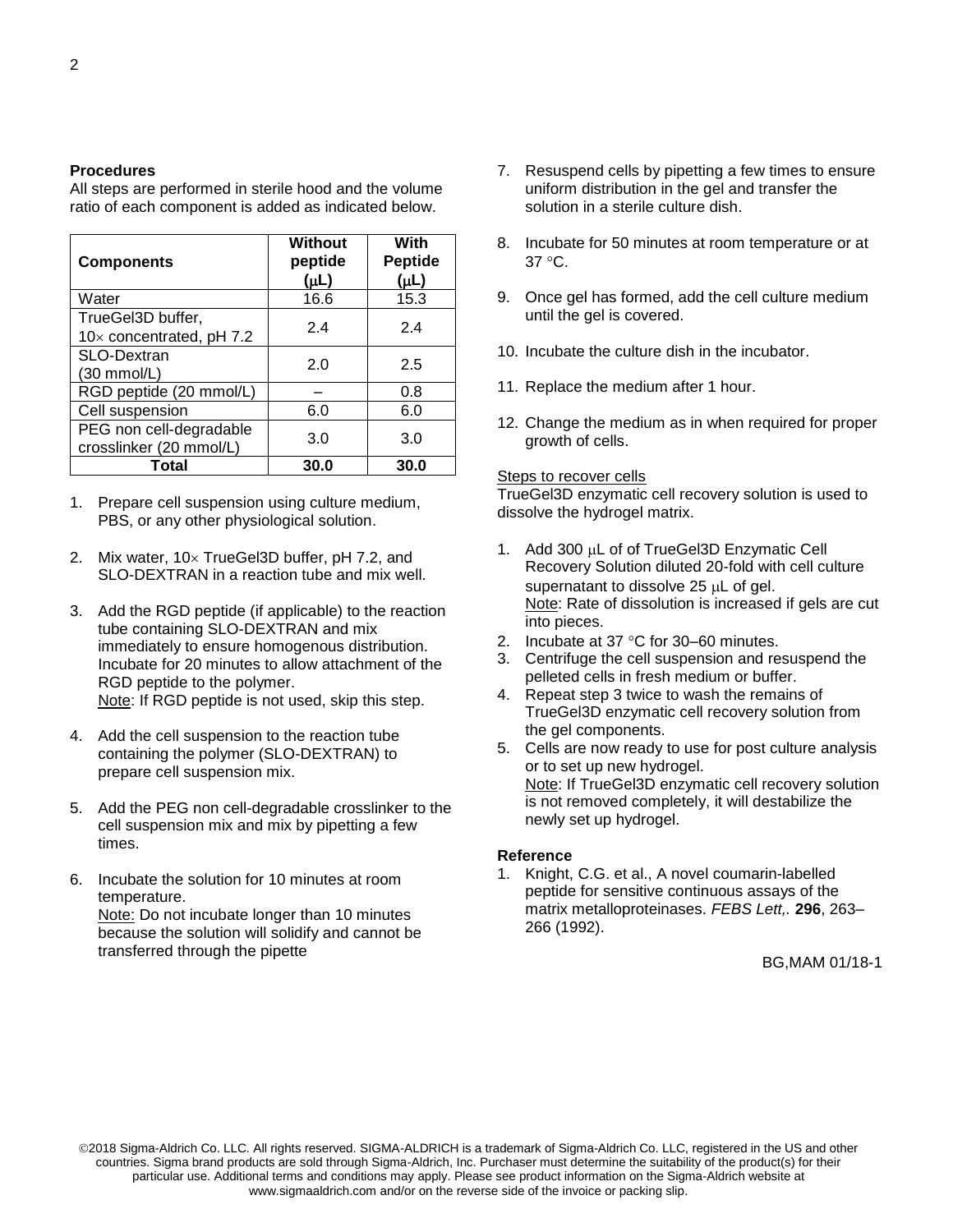**Procedures**

All steps are performed in sterile hood and the volume ratio of each component is added as indicated below.

| Components | Without peptide (μL) | With Peptide (μL) |
| --- | --- | --- |
| Water | 16.6 | 15.3 |
| TrueGel3D buffer, 10× concentrated, pH 7.2 | 2.4 | 2.4 |
| SLO-Dextran (30 mmol/L) | 2.0 | 2.5 |
| RGD peptide (20 mmol/L) | – | 0.8 |
| Cell suspension | 6.0 | 6.0 |
| PEG non cell-degradable crosslinker (20 mmol/L) | 3.0 | 3.0 |
| **Total** | **30.0** | **30.0** |

1. Prepare cell suspension using culture medium, PBS, or any other physiological solution.

2. Mix water, 10× TrueGel3D buffer, pH 7.2, and SLO-DEXTRAN in a reaction tube and mix well.

3. Add the RGD peptide (if applicable) to the reaction tube containing SLO-DEXTRAN and mix immediately to ensure homogenous distribution. Incubate for 20 minutes to allow attachment of the RGD peptide to the polymer.
   Note: If RGD peptide is not used, skip this step.

4. Add the cell suspension to the reaction tube containing the polymer (SLO-DEXTRAN) to prepare cell suspension mix.

5. Add the PEG non cell-degradable crosslinker to the cell suspension mix and mix by pipetting a few times.

6. Incubate the solution for 10 minutes at room temperature.
   Note: Do not incubate longer than 10 minutes because the solution will solidify and cannot be transferred through the pipette

7. Resuspend cells by pipetting a few times to ensure uniform distribution in the gel and transfer the solution in a sterile culture dish.

8. Incubate for 50 minutes at room temperature or at 37 °C.

9. Once gel has formed, add the cell culture medium until the gel is covered.

10. Incubate the culture dish in the incubator.

11. Replace the medium after 1 hour.

12. Change the medium as in when required for proper growth of cells.

Steps to recover cells

TrueGel3D enzymatic cell recovery solution is used to dissolve the hydrogel matrix.

1. Add 300 μL of of TrueGel3D Enzymatic Cell Recovery Solution diluted 20-fold with cell culture supernatant to dissolve 25 μL of gel.
   Note: Rate of dissolution is increased if gels are cut into pieces.
2. Incubate at 37 °C for 30–60 minutes.
3. Centrifuge the cell suspension and resuspend the pelleted cells in fresh medium or buffer.
4. Repeat step 3 twice to wash the remains of TrueGel3D enzymatic cell recovery solution from the gel components.
5. Cells are now ready to use for post culture analysis or to set up new hydrogel.
   Note: If TrueGel3D enzymatic cell recovery solution is not removed completely, it will destabilize the newly set up hydrogel.

**Reference**

1. Knight, C.G. et al., A novel coumarin-labelled peptide for sensitive continuous assays of the matrix metalloproteinases. *FEBS Lett,.* **296**, 263–266 (1992).

BG,MAM 01/18-1

©2018 Sigma-Aldrich Co. LLC. All rights reserved. SIGMA-ALDRICH is a trademark of Sigma-Aldrich Co. LLC, registered in the US and other countries. Sigma brand products are sold through Sigma-Aldrich, Inc. Purchaser must determine the suitability of the product(s) for their particular use. Additional terms and conditions may apply. Please see product information on the Sigma-Aldrich website at www.sigmaaldrich.com and/or on the reverse side of the invoice or packing slip.